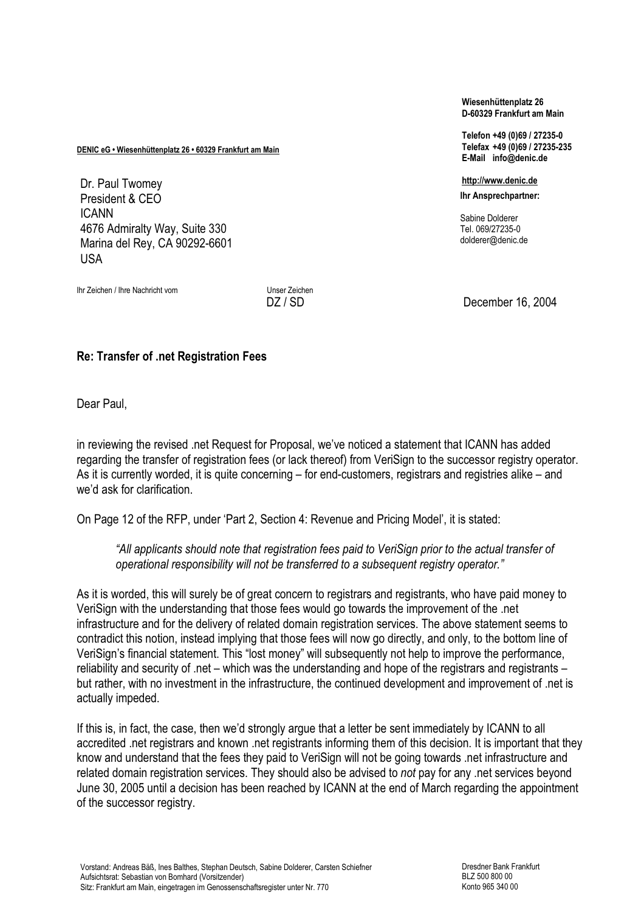Wiesenhüttenplatz 26
D-60329 Frankfurt am Main

Telefon +49 (0)69 / 27235-0
Telefax +49 (0)69 / 27235-235
E-Mail info@denic.de

http://www.denic.de

Ihr Ansprechpartner:

Sabine Dolderer
Tel. 069/27235-0
dolderer@denic.de

DENIC eG • Wiesenhüttenplatz 26 • 60329 Frankfurt am Main

Dr. Paul Twomey
President & CEO
ICANN
4676 Admiralty Way, Suite 330
Marina del Rey, CA 90292-6601
USA

Ihr Zeichen / Ihre Nachricht vom

Unser Zeichen
DZ / SD

December 16, 2004

**Re: Transfer of .net Registration Fees**

Dear Paul,

in reviewing the revised .net Request for Proposal, we've noticed a statement that ICANN has added regarding the transfer of registration fees (or lack thereof) from VeriSign to the successor registry operator. As it is currently worded, it is quite concerning – for end-customers, registrars and registries alike – and we'd ask for clarification.

On Page 12 of the RFP, under 'Part 2, Section 4: Revenue and Pricing Model', it is stated:

> *"All applicants should note that registration fees paid to VeriSign prior to the actual transfer of operational responsibility will not be transferred to a subsequent registry operator."*

As it is worded, this will surely be of great concern to registrars and registrants, who have paid money to VeriSign with the understanding that those fees would go towards the improvement of the .net infrastructure and for the delivery of related domain registration services. The above statement seems to contradict this notion, instead implying that those fees will now go directly, and only, to the bottom line of VeriSign's financial statement. This "lost money" will subsequently not help to improve the performance, reliability and security of .net – which was the understanding and hope of the registrars and registrants – but rather, with no investment in the infrastructure, the continued development and improvement of .net is actually impeded.

If this is, in fact, the case, then we'd strongly argue that a letter be sent immediately by ICANN to all accredited .net registrars and known .net registrants informing them of this decision. It is important that they know and understand that the fees they paid to VeriSign will not be going towards .net infrastructure and related domain registration services. They should also be advised to *not* pay for any .net services beyond June 30, 2005 until a decision has been reached by ICANN at the end of March regarding the appointment of the successor registry.

Vorstand: Andreas Bäß, Ines Balthes, Stephan Deutsch, Sabine Dolderer, Carsten Schiefner
Aufsichtsrat: Sebastian von Bomhard (Vorsitzender)
Sitz: Frankfurt am Main, eingetragen im Genossenschaftsregister unter Nr. 770

Dresdner Bank Frankfurt
BLZ 500 800 00
Konto 965 340 00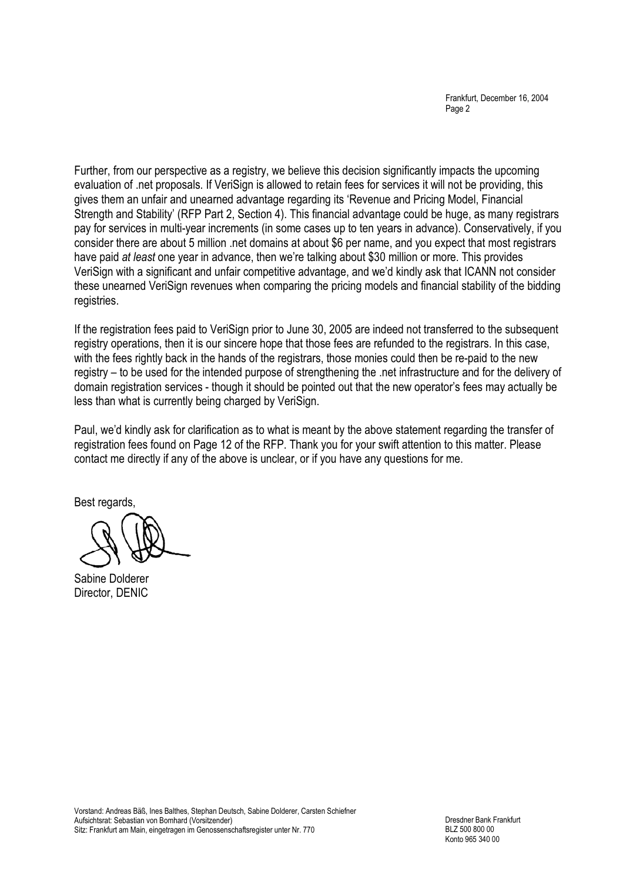Further, from our perspective as a registry, we believe this decision significantly impacts the upcoming evaluation of .net proposals. If VeriSign is allowed to retain fees for services it will not be providing, this gives them an unfair and unearned advantage regarding its 'Revenue and Pricing Model, Financial Strength and Stability' (RFP Part 2, Section 4). This financial advantage could be huge, as many registrars pay for services in multi-year increments (in some cases up to ten years in advance). Conservatively, if you consider there are about 5 million .net domains at about $6 per name, and you expect that most registrars have paid *at least* one year in advance, then we're talking about $30 million or more. This provides VeriSign with a significant and unfair competitive advantage, and we'd kindly ask that ICANN not consider these unearned VeriSign revenues when comparing the pricing models and financial stability of the bidding registries.

If the registration fees paid to VeriSign prior to June 30, 2005 are indeed not transferred to the subsequent registry operations, then it is our sincere hope that those fees are refunded to the registrars. In this case, with the fees rightly back in the hands of the registrars, those monies could then be re-paid to the new registry – to be used for the intended purpose of strengthening the .net infrastructure and for the delivery of domain registration services - though it should be pointed out that the new operator's fees may actually be less than what is currently being charged by VeriSign.

Paul, we'd kindly ask for clarification as to what is meant by the above statement regarding the transfer of registration fees found on Page 12 of the RFP. Thank you for your swift attention to this matter. Please contact me directly if any of the above is unclear, or if you have any questions for me.

Best regards,

Sabine Dolderer
Director, DENIC

Vorstand: Andreas Bäß, Ines Balthes, Stephan Deutsch, Sabine Dolderer, Carsten Schiefner
Aufsichtsrat: Sebastian von Bomhard (Vorsitzender)
Sitz: Frankfurt am Main, eingetragen im Genossenschaftsregister unter Nr. 770

Dresdner Bank Frankfurt
BLZ 500 800 00
Konto 965 340 00